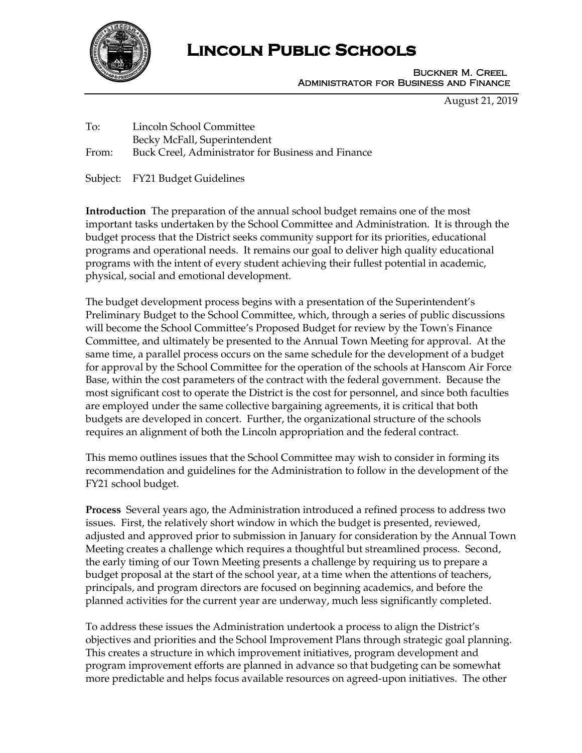# Lincoln Public Schools

Buckner M. Creel
Administrator for Business and Finance

August 21, 2019

To: Lincoln School Committee
Becky McFall, Superintendent
From: Buck Creel, Administrator for Business and Finance

Subject: FY21 Budget Guidelines

**Introduction** The preparation of the annual school budget remains one of the most important tasks undertaken by the School Committee and Administration. It is through the budget process that the District seeks community support for its priorities, educational programs and operational needs. It remains our goal to deliver high quality educational programs with the intent of every student achieving their fullest potential in academic, physical, social and emotional development.

The budget development process begins with a presentation of the Superintendent's Preliminary Budget to the School Committee, which, through a series of public discussions will become the School Committee's Proposed Budget for review by the Town's Finance Committee, and ultimately be presented to the Annual Town Meeting for approval. At the same time, a parallel process occurs on the same schedule for the development of a budget for approval by the School Committee for the operation of the schools at Hanscom Air Force Base, within the cost parameters of the contract with the federal government. Because the most significant cost to operate the District is the cost for personnel, and since both faculties are employed under the same collective bargaining agreements, it is critical that both budgets are developed in concert. Further, the organizational structure of the schools requires an alignment of both the Lincoln appropriation and the federal contract.

This memo outlines issues that the School Committee may wish to consider in forming its recommendation and guidelines for the Administration to follow in the development of the FY21 school budget.

**Process** Several years ago, the Administration introduced a refined process to address two issues. First, the relatively short window in which the budget is presented, reviewed, adjusted and approved prior to submission in January for consideration by the Annual Town Meeting creates a challenge which requires a thoughtful but streamlined process. Second, the early timing of our Town Meeting presents a challenge by requiring us to prepare a budget proposal at the start of the school year, at a time when the attentions of teachers, principals, and program directors are focused on beginning academics, and before the planned activities for the current year are underway, much less significantly completed.

To address these issues the Administration undertook a process to align the District's objectives and priorities and the School Improvement Plans through strategic goal planning. This creates a structure in which improvement initiatives, program development and program improvement efforts are planned in advance so that budgeting can be somewhat more predictable and helps focus available resources on agreed-upon initiatives. The other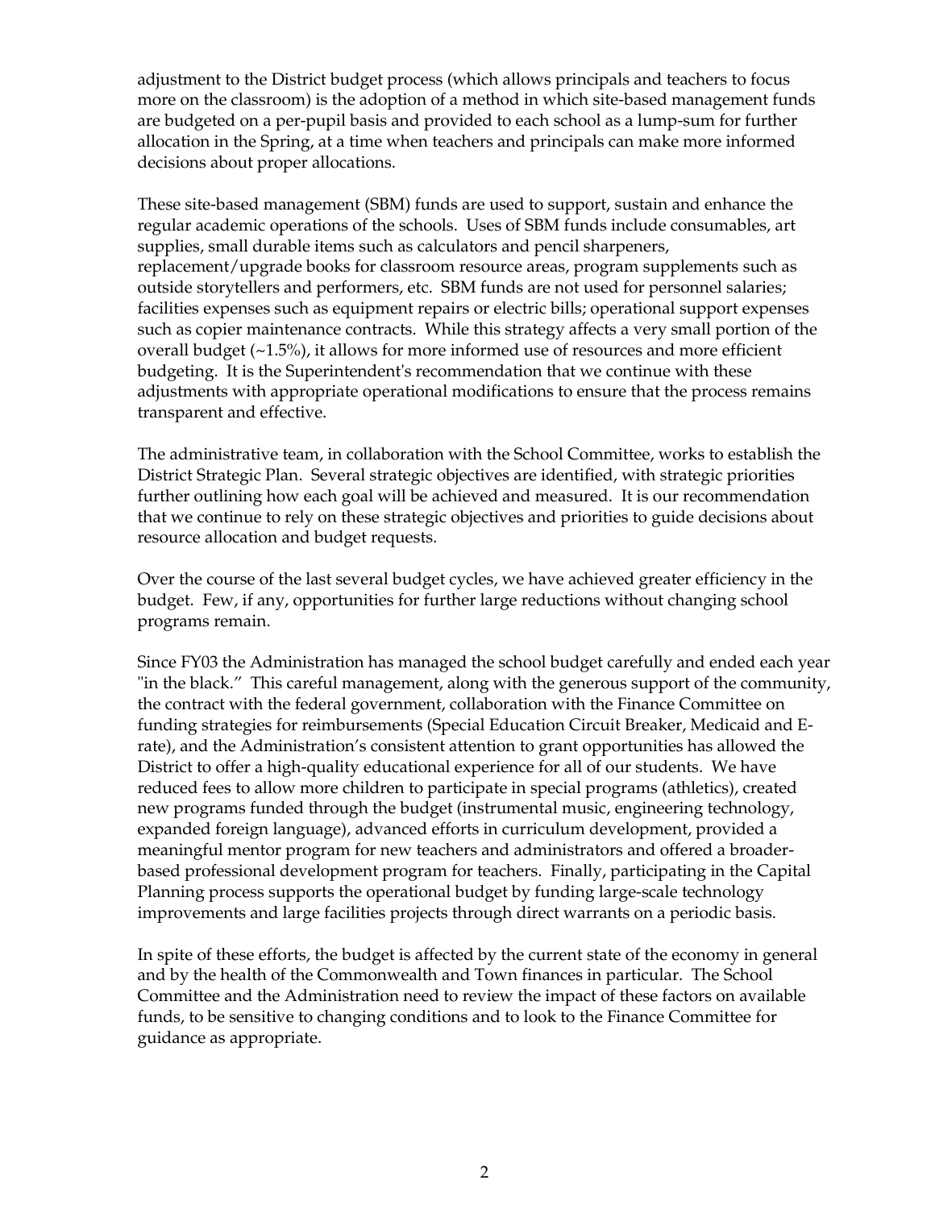adjustment to the District budget process (which allows principals and teachers to focus more on the classroom) is the adoption of a method in which site-based management funds are budgeted on a per-pupil basis and provided to each school as a lump-sum for further allocation in the Spring, at a time when teachers and principals can make more informed decisions about proper allocations.

These site-based management (SBM) funds are used to support, sustain and enhance the regular academic operations of the schools. Uses of SBM funds include consumables, art supplies, small durable items such as calculators and pencil sharpeners, replacement/upgrade books for classroom resource areas, program supplements such as outside storytellers and performers, etc. SBM funds are not used for personnel salaries; facilities expenses such as equipment repairs or electric bills; operational support expenses such as copier maintenance contracts. While this strategy affects a very small portion of the overall budget (~1.5%), it allows for more informed use of resources and more efficient budgeting. It is the Superintendent's recommendation that we continue with these adjustments with appropriate operational modifications to ensure that the process remains transparent and effective.

The administrative team, in collaboration with the School Committee, works to establish the District Strategic Plan. Several strategic objectives are identified, with strategic priorities further outlining how each goal will be achieved and measured. It is our recommendation that we continue to rely on these strategic objectives and priorities to guide decisions about resource allocation and budget requests.

Over the course of the last several budget cycles, we have achieved greater efficiency in the budget. Few, if any, opportunities for further large reductions without changing school programs remain.

Since FY03 the Administration has managed the school budget carefully and ended each year "in the black." This careful management, along with the generous support of the community, the contract with the federal government, collaboration with the Finance Committee on funding strategies for reimbursements (Special Education Circuit Breaker, Medicaid and E-rate), and the Administration's consistent attention to grant opportunities has allowed the District to offer a high-quality educational experience for all of our students. We have reduced fees to allow more children to participate in special programs (athletics), created new programs funded through the budget (instrumental music, engineering technology, expanded foreign language), advanced efforts in curriculum development, provided a meaningful mentor program for new teachers and administrators and offered a broader-based professional development program for teachers. Finally, participating in the Capital Planning process supports the operational budget by funding large-scale technology improvements and large facilities projects through direct warrants on a periodic basis.

In spite of these efforts, the budget is affected by the current state of the economy in general and by the health of the Commonwealth and Town finances in particular. The School Committee and the Administration need to review the impact of these factors on available funds, to be sensitive to changing conditions and to look to the Finance Committee for guidance as appropriate.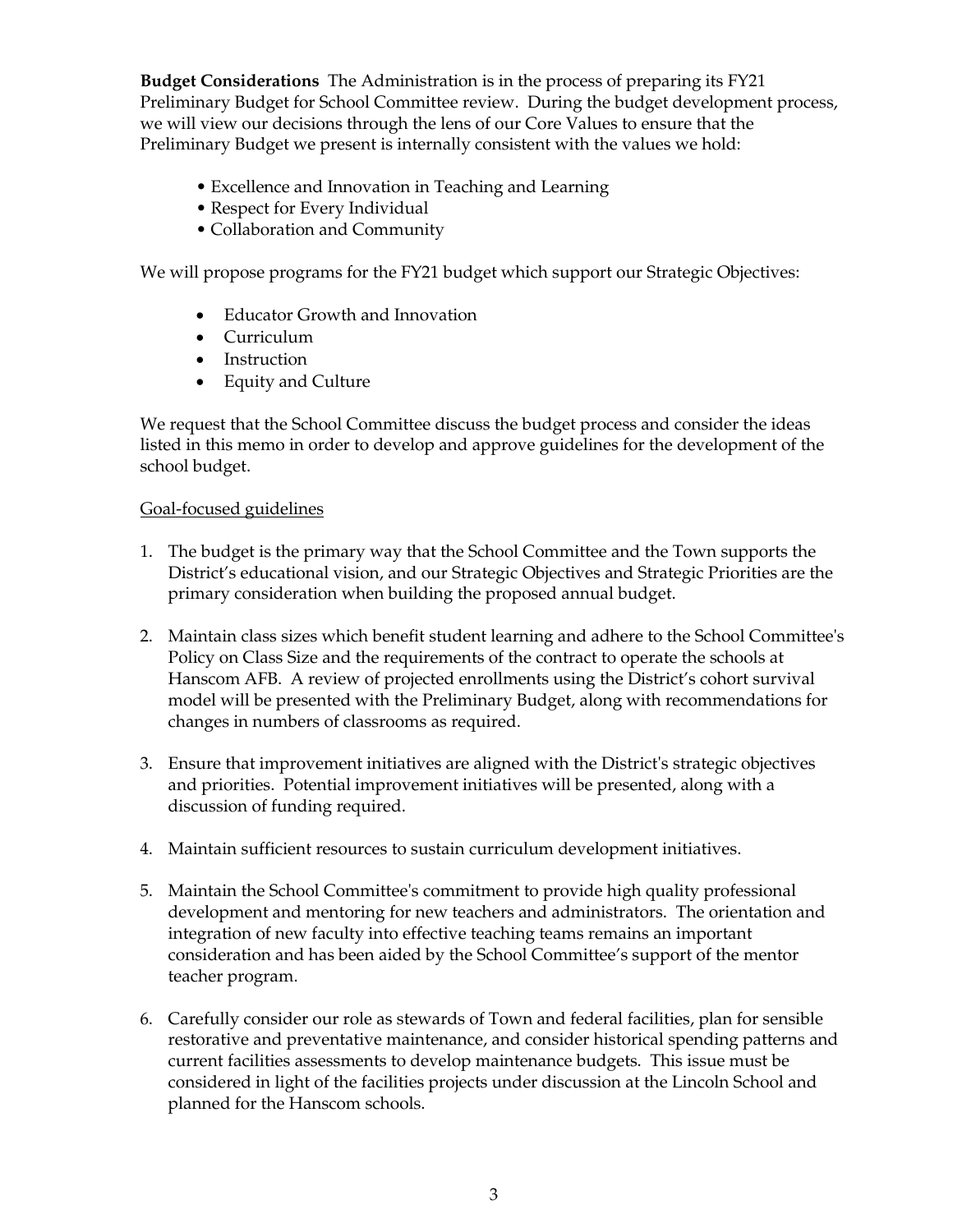**Budget Considerations** The Administration is in the process of preparing its FY21 Preliminary Budget for School Committee review. During the budget development process, we will view our decisions through the lens of our Core Values to ensure that the Preliminary Budget we present is internally consistent with the values we hold:

- Excellence and Innovation in Teaching and Learning
- Respect for Every Individual
- Collaboration and Community

We will propose programs for the FY21 budget which support our Strategic Objectives:

- Educator Growth and Innovation
- Curriculum
- Instruction
- Equity and Culture

We request that the School Committee discuss the budget process and consider the ideas listed in this memo in order to develop and approve guidelines for the development of the school budget.

<u>Goal-focused guidelines</u>

1. The budget is the primary way that the School Committee and the Town supports the District's educational vision, and our Strategic Objectives and Strategic Priorities are the primary consideration when building the proposed annual budget.

2. Maintain class sizes which benefit student learning and adhere to the School Committee's Policy on Class Size and the requirements of the contract to operate the schools at Hanscom AFB. A review of projected enrollments using the District's cohort survival model will be presented with the Preliminary Budget, along with recommendations for changes in numbers of classrooms as required.

3. Ensure that improvement initiatives are aligned with the District's strategic objectives and priorities. Potential improvement initiatives will be presented, along with a discussion of funding required.

4. Maintain sufficient resources to sustain curriculum development initiatives.

5. Maintain the School Committee's commitment to provide high quality professional development and mentoring for new teachers and administrators. The orientation and integration of new faculty into effective teaching teams remains an important consideration and has been aided by the School Committee's support of the mentor teacher program.

6. Carefully consider our role as stewards of Town and federal facilities, plan for sensible restorative and preventative maintenance, and consider historical spending patterns and current facilities assessments to develop maintenance budgets. This issue must be considered in light of the facilities projects under discussion at the Lincoln School and planned for the Hanscom schools.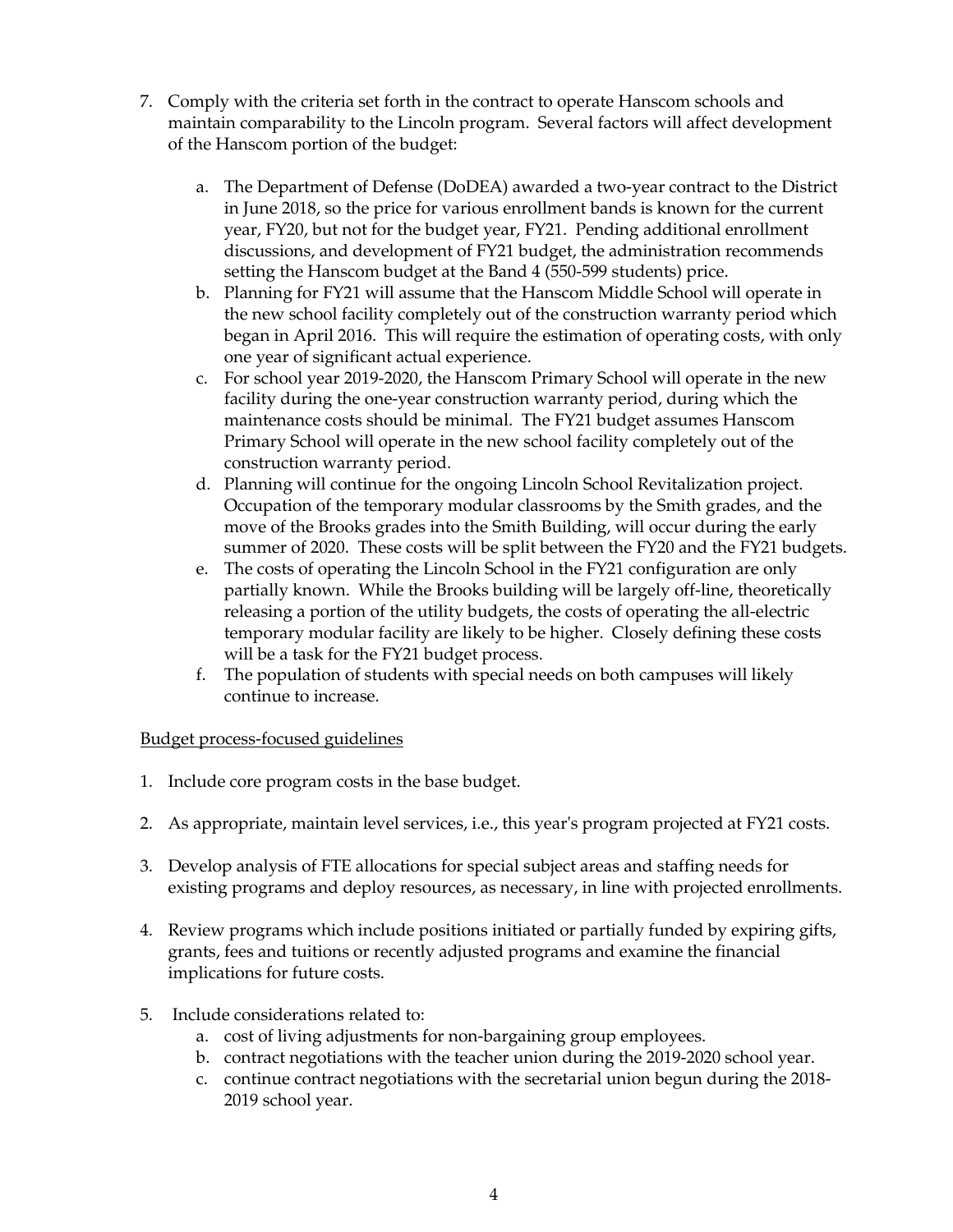7. Comply with the criteria set forth in the contract to operate Hanscom schools and maintain comparability to the Lincoln program. Several factors will affect development of the Hanscom portion of the budget:

    a. The Department of Defense (DoDEA) awarded a two-year contract to the District in June 2018, so the price for various enrollment bands is known for the current year, FY20, but not for the budget year, FY21. Pending additional enrollment discussions, and development of FY21 budget, the administration recommends setting the Hanscom budget at the Band 4 (550-599 students) price.
    b. Planning for FY21 will assume that the Hanscom Middle School will operate in the new school facility completely out of the construction warranty period which began in April 2016. This will require the estimation of operating costs, with only one year of significant actual experience.
    c. For school year 2019-2020, the Hanscom Primary School will operate in the new facility during the one-year construction warranty period, during which the maintenance costs should be minimal. The FY21 budget assumes Hanscom Primary School will operate in the new school facility completely out of the construction warranty period.
    d. Planning will continue for the ongoing Lincoln School Revitalization project. Occupation of the temporary modular classrooms by the Smith grades, and the move of the Brooks grades into the Smith Building, will occur during the early summer of 2020. These costs will be split between the FY20 and the FY21 budgets.
    e. The costs of operating the Lincoln School in the FY21 configuration are only partially known. While the Brooks building will be largely off-line, theoretically releasing a portion of the utility budgets, the costs of operating the all-electric temporary modular facility are likely to be higher. Closely defining these costs will be a task for the FY21 budget process.
    f. The population of students with special needs on both campuses will likely continue to increase.

<u>Budget process-focused guidelines</u>

1. Include core program costs in the base budget.

2. As appropriate, maintain level services, i.e., this year's program projected at FY21 costs.

3. Develop analysis of FTE allocations for special subject areas and staffing needs for existing programs and deploy resources, as necessary, in line with projected enrollments.

4. Review programs which include positions initiated or partially funded by expiring gifts, grants, fees and tuitions or recently adjusted programs and examine the financial implications for future costs.

5. Include considerations related to:
    a. cost of living adjustments for non-bargaining group employees.
    b. contract negotiations with the teacher union during the 2019-2020 school year.
    c. continue contract negotiations with the secretarial union begun during the 2018-2019 school year.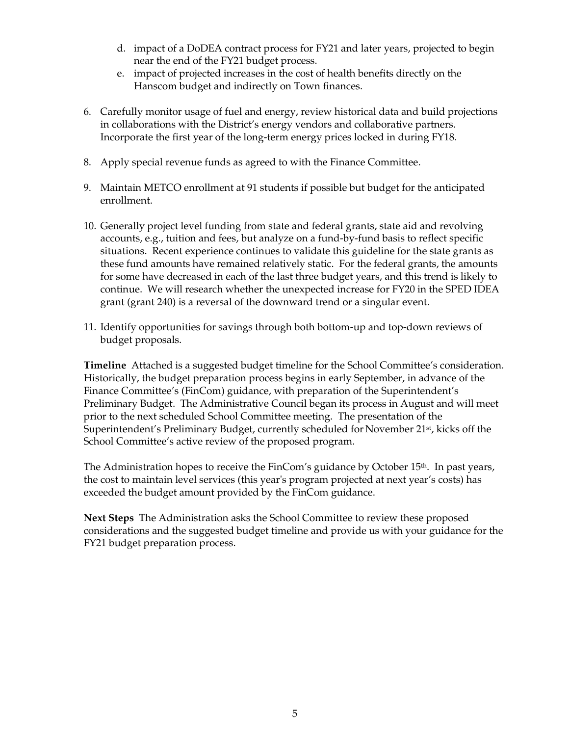d. impact of a DoDEA contract process for FY21 and later years, projected to begin near the end of the FY21 budget process.
   e. impact of projected increases in the cost of health benefits directly on the Hanscom budget and indirectly on Town finances.

6. Carefully monitor usage of fuel and energy, review historical data and build projections in collaborations with the District's energy vendors and collaborative partners. Incorporate the first year of the long-term energy prices locked in during FY18.

8. Apply special revenue funds as agreed to with the Finance Committee.

9. Maintain METCO enrollment at 91 students if possible but budget for the anticipated enrollment.

10. Generally project level funding from state and federal grants, state aid and revolving accounts, e.g., tuition and fees, but analyze on a fund-by-fund basis to reflect specific situations. Recent experience continues to validate this guideline for the state grants as these fund amounts have remained relatively static. For the federal grants, the amounts for some have decreased in each of the last three budget years, and this trend is likely to continue. We will research whether the unexpected increase for FY20 in the SPED IDEA grant (grant 240) is a reversal of the downward trend or a singular event.

11. Identify opportunities for savings through both bottom-up and top-down reviews of budget proposals.

**Timeline** Attached is a suggested budget timeline for the School Committee's consideration. Historically, the budget preparation process begins in early September, in advance of the Finance Committee's (FinCom) guidance, with preparation of the Superintendent's Preliminary Budget. The Administrative Council began its process in August and will meet prior to the next scheduled School Committee meeting. The presentation of the Superintendent's Preliminary Budget, currently scheduled for November 21st, kicks off the School Committee's active review of the proposed program.

The Administration hopes to receive the FinCom's guidance by October 15th. In past years, the cost to maintain level services (this year's program projected at next year's costs) has exceeded the budget amount provided by the FinCom guidance.

**Next Steps** The Administration asks the School Committee to review these proposed considerations and the suggested budget timeline and provide us with your guidance for the FY21 budget preparation process.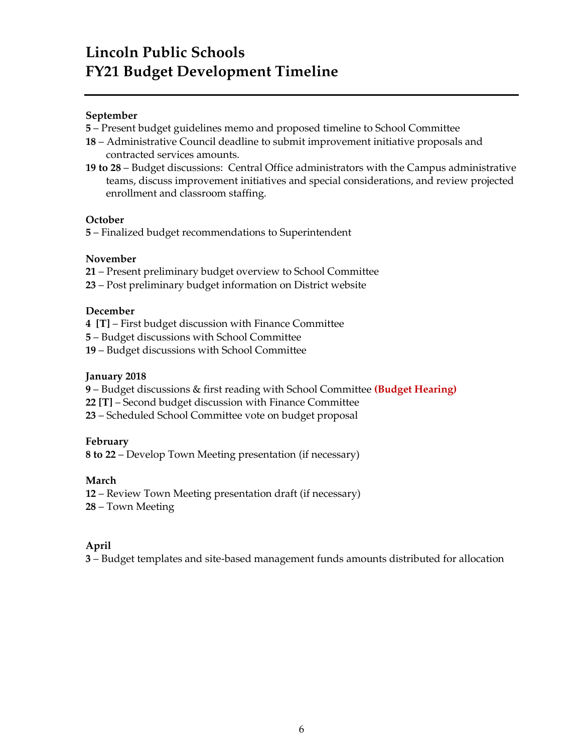# Lincoln Public Schools
# FY21 Budget Development Timeline

**September**

**5** – Present budget guidelines memo and proposed timeline to School Committee

**18** – Administrative Council deadline to submit improvement initiative proposals and contracted services amounts.

**19 to 28** – Budget discussions: Central Office administrators with the Campus administrative teams, discuss improvement initiatives and special considerations, and review projected enrollment and classroom staffing.

**October**

**5** – Finalized budget recommendations to Superintendent

**November**

**21** – Present preliminary budget overview to School Committee

**23** – Post preliminary budget information on District website

**December**

**4 [T]** – First budget discussion with Finance Committee

**5** – Budget discussions with School Committee

**19** – Budget discussions with School Committee

**January 2018**

**9** – Budget discussions & first reading with School Committee **(Budget Hearing)**

**22 [T]** – Second budget discussion with Finance Committee

**23** – Scheduled School Committee vote on budget proposal

**February**

**8 to 22** – Develop Town Meeting presentation (if necessary)

**March**

**12** – Review Town Meeting presentation draft (if necessary)

**28** – Town Meeting

**April**

**3** – Budget templates and site-based management funds amounts distributed for allocation